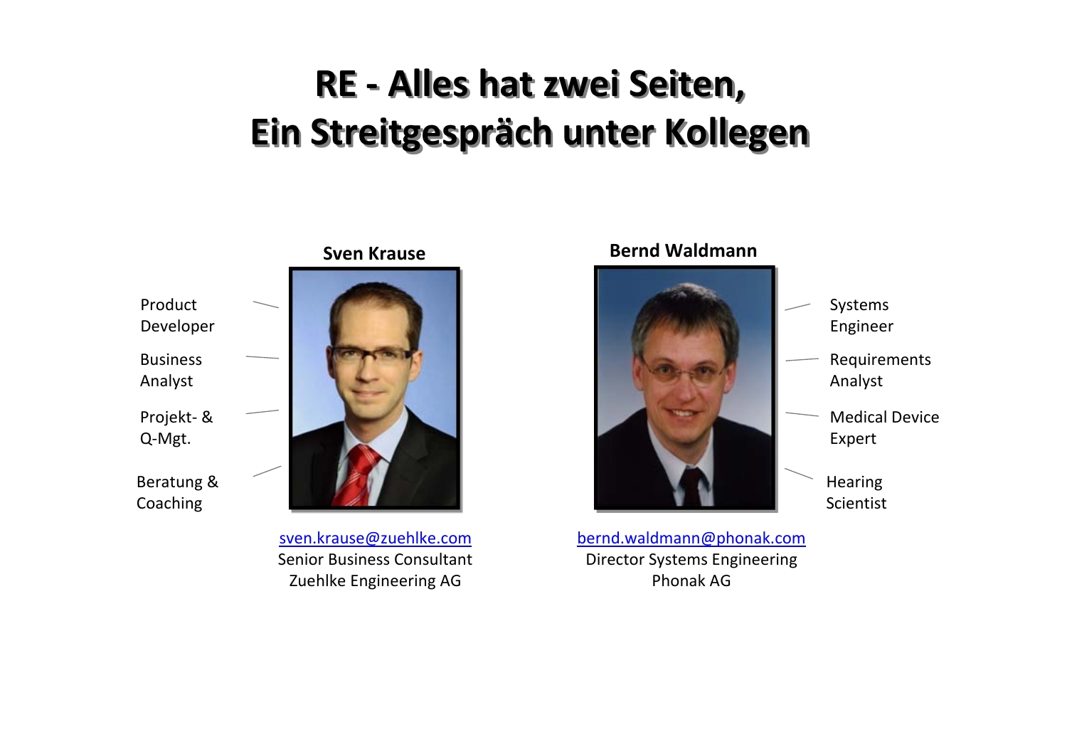# RE - Alles hat zwei Seiten, Ein Streitgespräch unter Kollegen

**Sven Krause**

- Product Developer
- Business Analyst
- Projekt- & Q-Mgt.
- Beratung & Coaching

sven.krause@zuehlke.com
Senior Business Consultant
Zuehlke Engineering AG

**Bernd Waldmann**

- Systems Engineer
- Requirements Analyst
- Medical Device Expert
- Hearing Scientist

bernd.waldmann@phonak.com
Director Systems Engineering
Phonak AG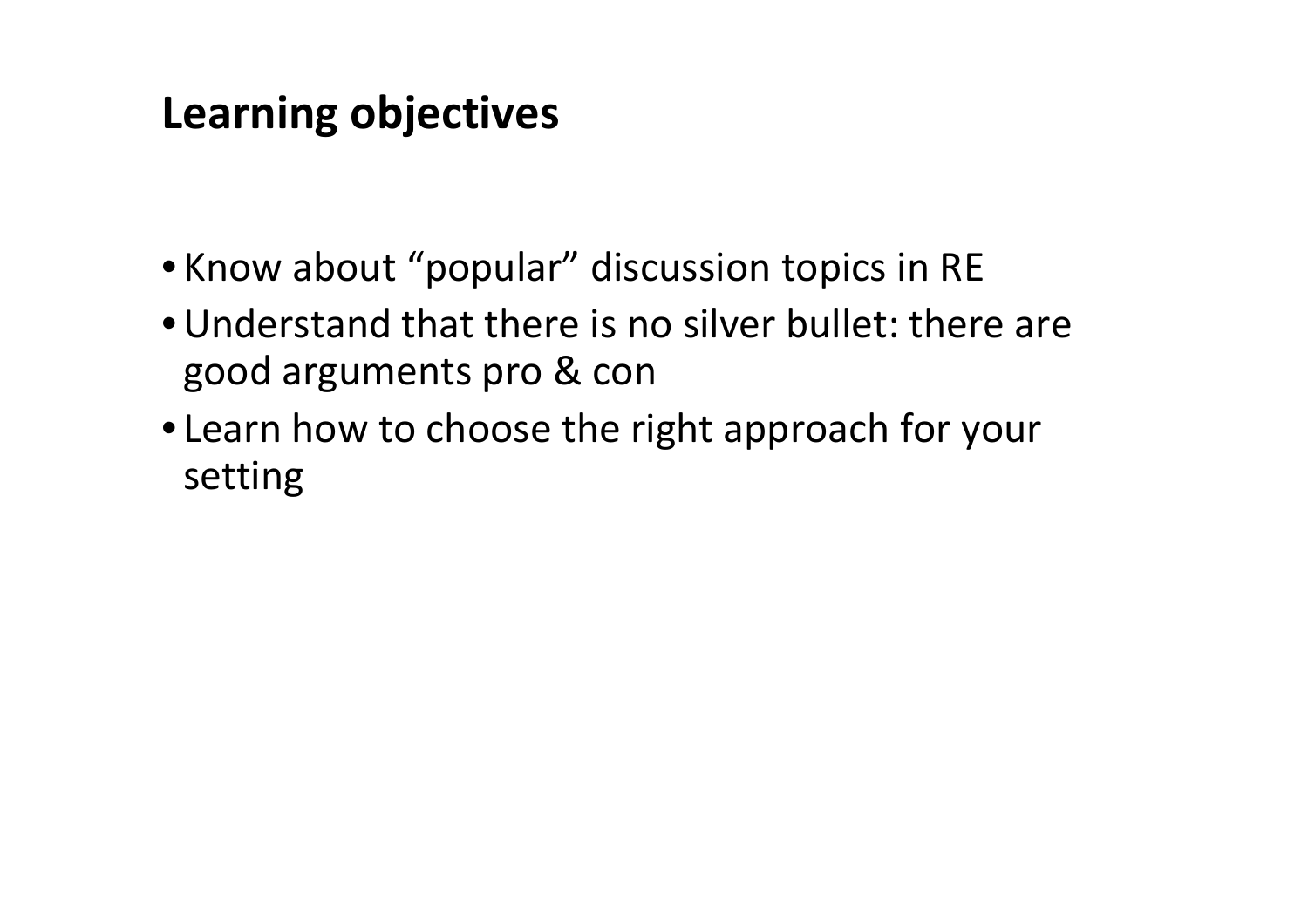# Learning objectives

- Know about “popular” discussion topics in RE
- Understand that there is no silver bullet: there are good arguments pro & con
- Learn how to choose the right approach for your setting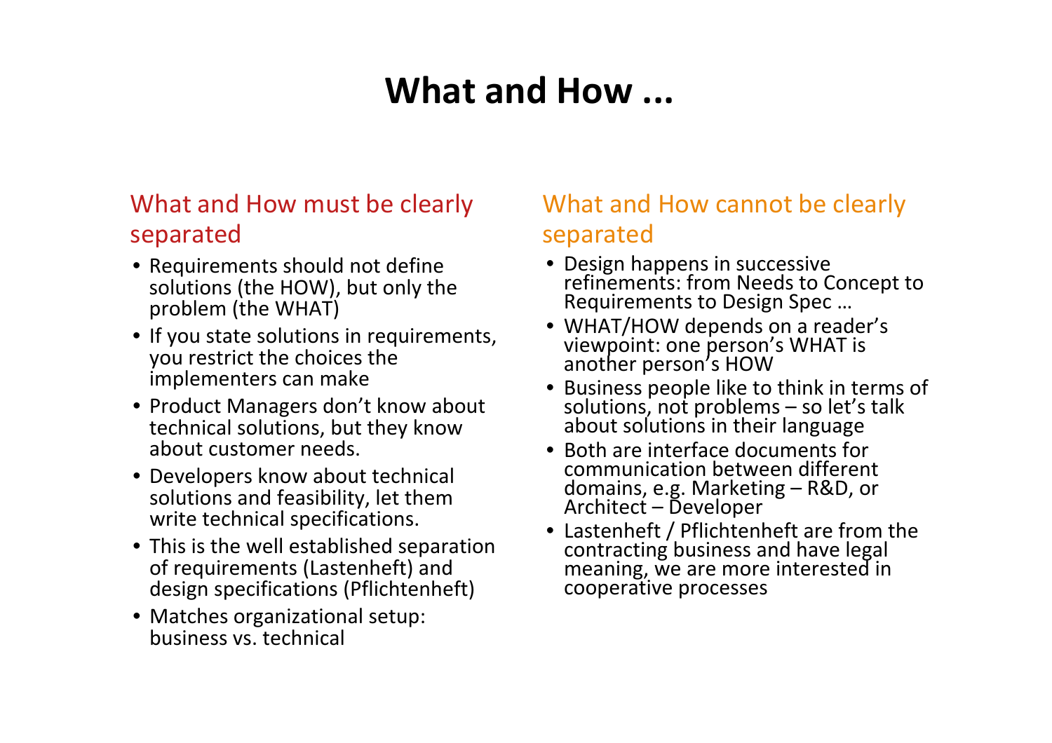# What and How ...

## What and How must be clearly separated

- Requirements should not define solutions (the HOW), but only the problem (the WHAT)
- If you state solutions in requirements, you restrict the choices the implementers can make
- Product Managers don't know about technical solutions, but they know about customer needs.
- Developers know about technical solutions and feasibility, let them write technical specifications.
- This is the well established separation of requirements (Lastenheft) and design specifications (Pflichtenheft)
- Matches organizational setup: business vs. technical

## What and How cannot be clearly separated

- Design happens in successive refinements: from Needs to Concept to Requirements to Design Spec …
- WHAT/HOW depends on a reader's viewpoint: one person's WHAT is another person's HOW
- Business people like to think in terms of solutions, not problems – so let's talk about solutions in their language
- Both are interface documents for communication between different domains, e.g. Marketing – R&D, or Architect – Developer
- Lastenheft / Pflichtenheft are from the contracting business and have legal meaning, we are more interested in cooperative processes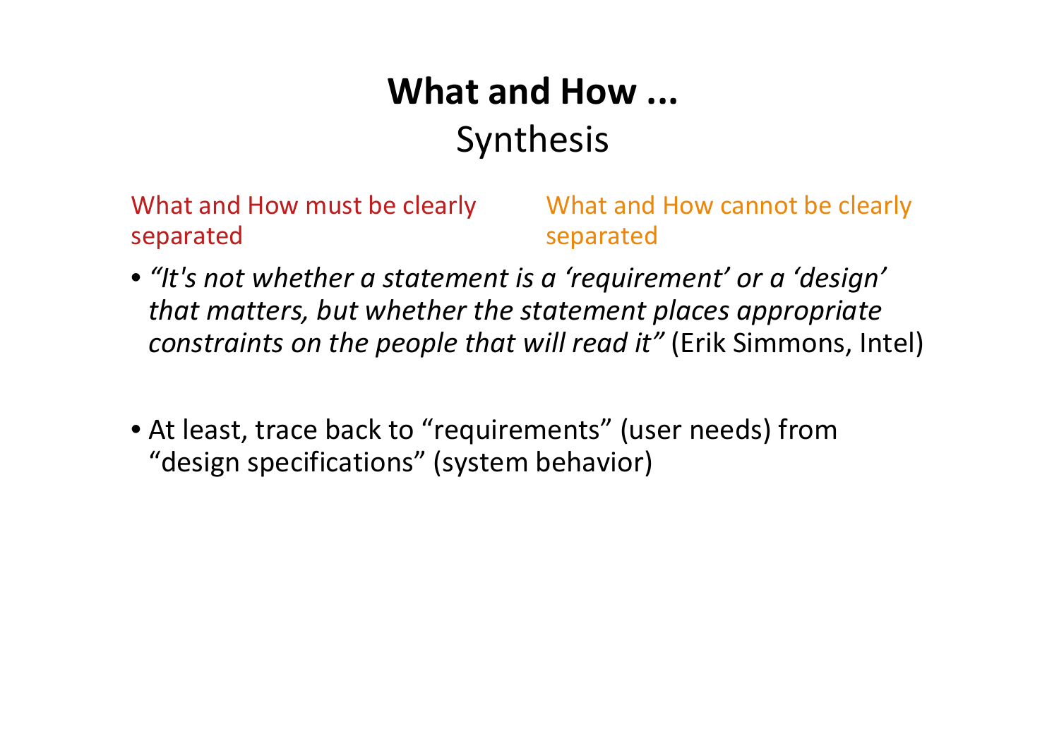# What and How ...

## Synthesis

What and How must be clearly separated

What and How cannot be clearly separated

- *"It's not whether a statement is a 'requirement' or a 'design' that matters, but whether the statement places appropriate constraints on the people that will read it"* (Erik Simmons, Intel)

- At least, trace back to "requirements" (user needs) from "design specifications" (system behavior)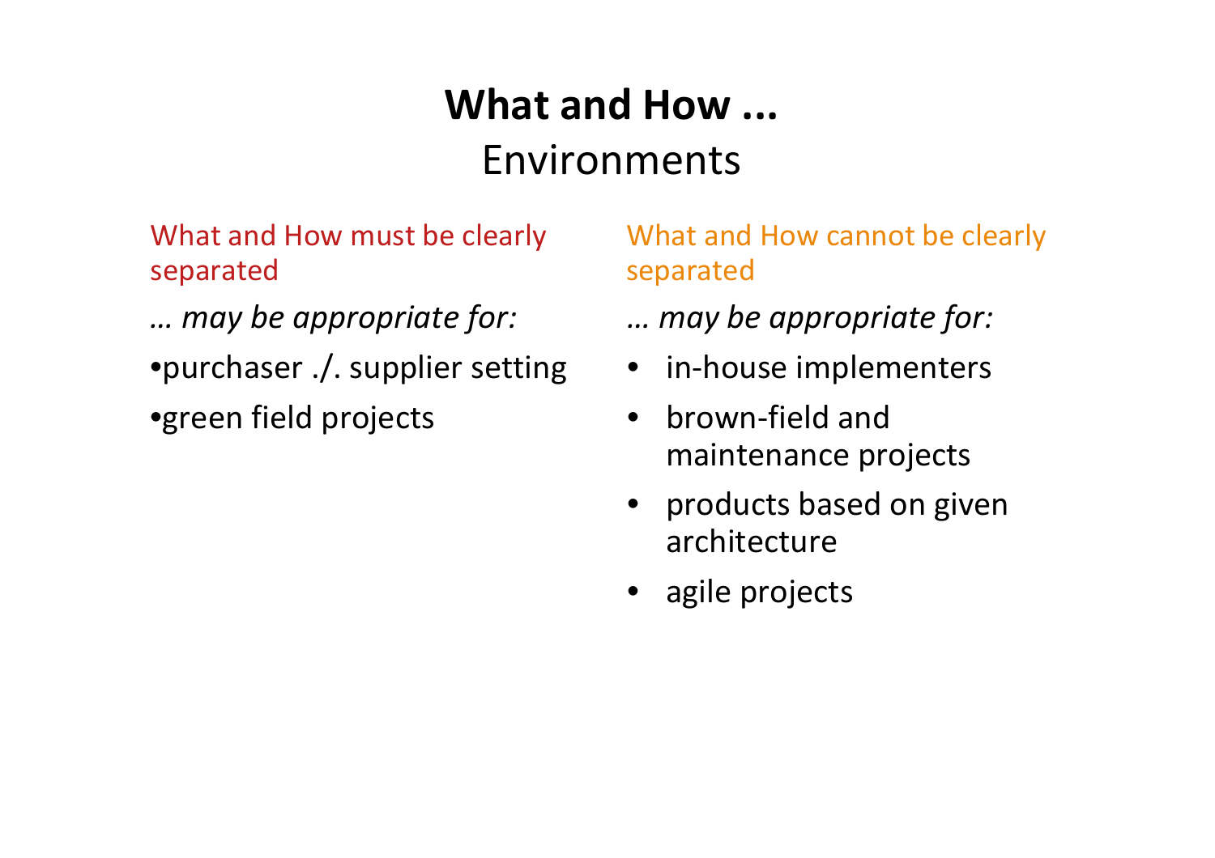# What and How ...

## Environments

What and How must be clearly separated

*… may be appropriate for:*

- purchaser ./. supplier setting
- green field projects

What and How cannot be clearly separated

*… may be appropriate for:*

- in-house implementers
- brown-field and maintenance projects
- products based on given architecture
- agile projects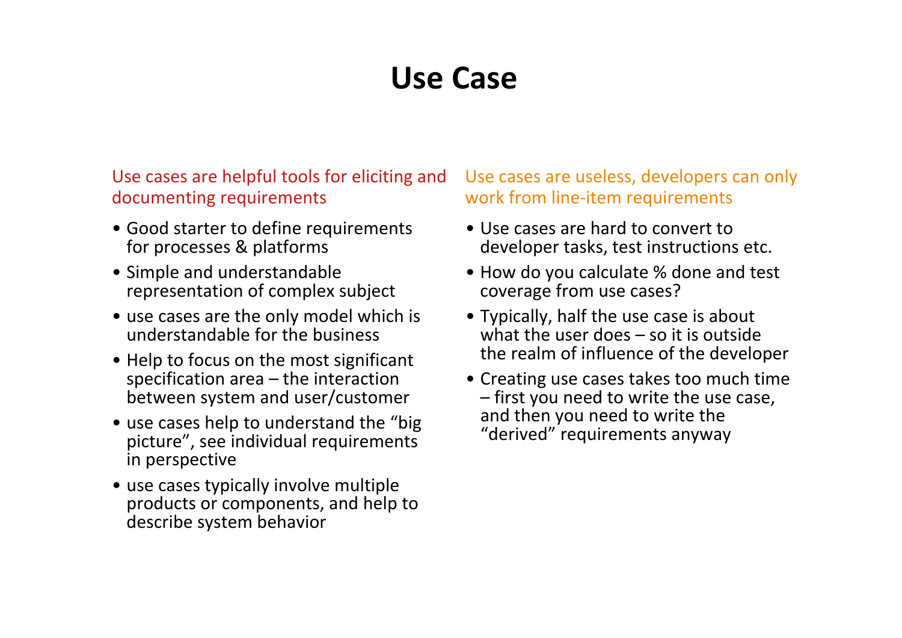# Use Case

Use cases are helpful tools for eliciting and documenting requirements

- Good starter to define requirements for processes & platforms
- Simple and understandable representation of complex subject
- use cases are the only model which is understandable for the business
- Help to focus on the most significant specification area – the interaction between system and user/customer
- use cases help to understand the "big picture", see individual requirements in perspective
- use cases typically involve multiple products or components, and help to describe system behavior

Use cases are useless, developers can only work from line-item requirements

- Use cases are hard to convert to developer tasks, test instructions etc.
- How do you calculate % done and test coverage from use cases?
- Typically, half the use case is about what the user does – so it is outside the realm of influence of the developer
- Creating use cases takes too much time – first you need to write the use case, and then you need to write the "derived" requirements anyway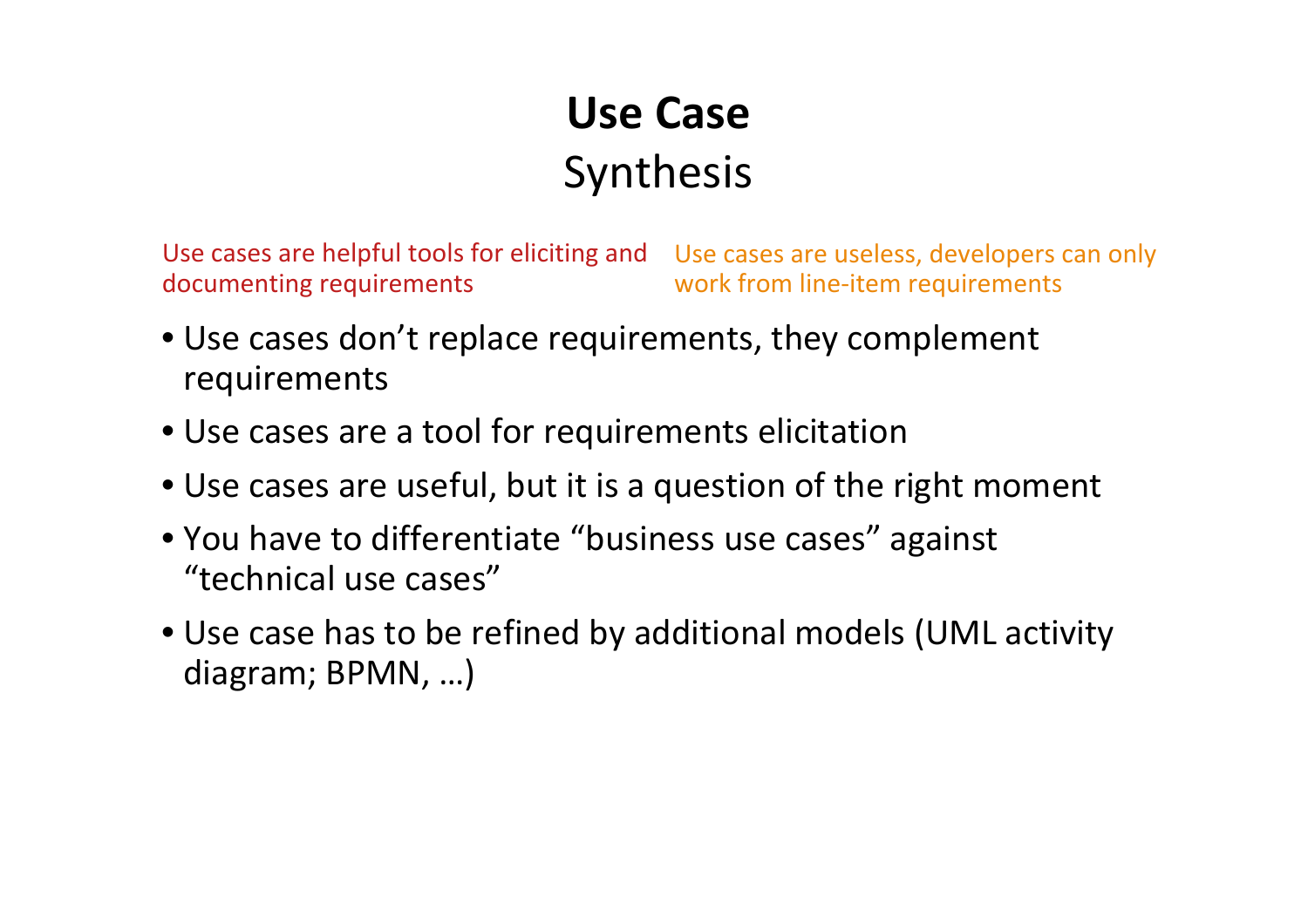# Use Case

## Synthesis

Use cases are helpful tools for eliciting and documenting requirements

Use cases are useless, developers can only work from line-item requirements

- Use cases don't replace requirements, they complement requirements
- Use cases are a tool for requirements elicitation
- Use cases are useful, but it is a question of the right moment
- You have to differentiate "business use cases" against "technical use cases"
- Use case has to be refined by additional models (UML activity diagram; BPMN, …)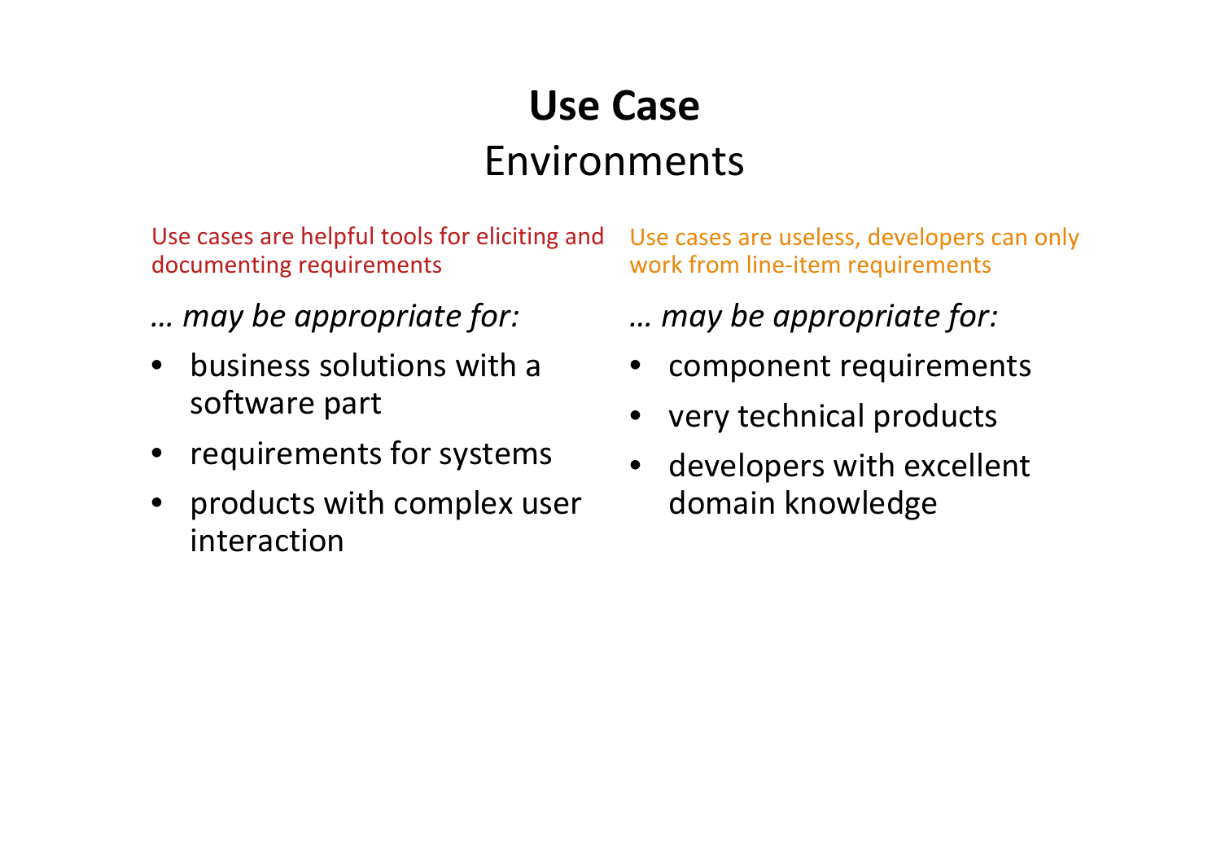# **Use Case**

## Environments

Use cases are helpful tools for eliciting and documenting requirements

*… may be appropriate for:*

- business solutions with a software part
- requirements for systems
- products with complex user interaction

Use cases are useless, developers can only work from line-item requirements

*… may be appropriate for:*

- component requirements
- very technical products
- developers with excellent domain knowledge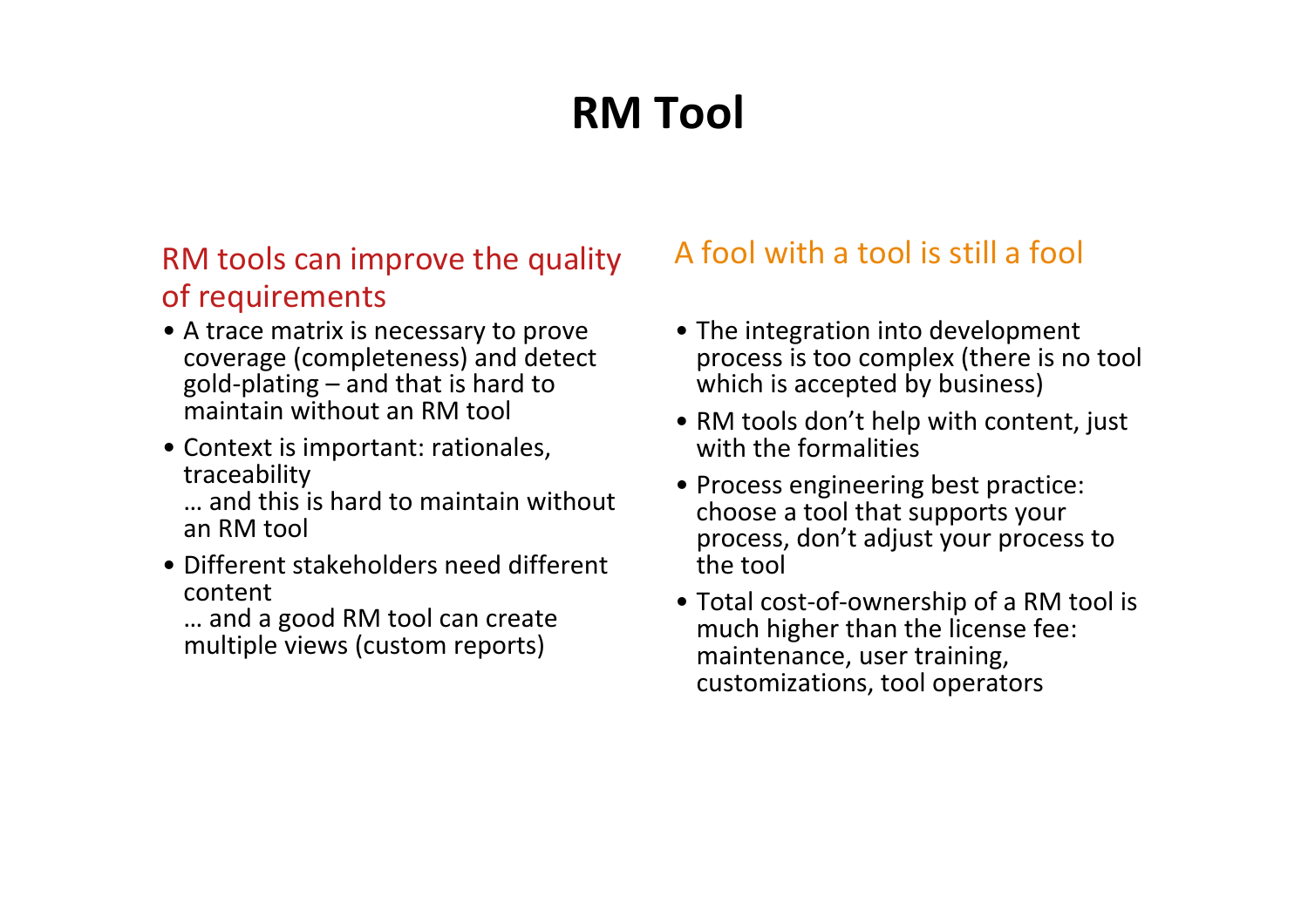# RM Tool

## RM tools can improve the quality of requirements

- A trace matrix is necessary to prove coverage (completeness) and detect gold-plating – and that is hard to maintain without an RM tool
- Context is important: rationales, traceability
  … and this is hard to maintain without an RM tool
- Different stakeholders need different content
  … and a good RM tool can create multiple views (custom reports)

## A fool with a tool is still a fool

- The integration into development process is too complex (there is no tool which is accepted by business)
- RM tools don't help with content, just with the formalities
- Process engineering best practice: choose a tool that supports your process, don't adjust your process to the tool
- Total cost-of-ownership of a RM tool is much higher than the license fee: maintenance, user training, customizations, tool operators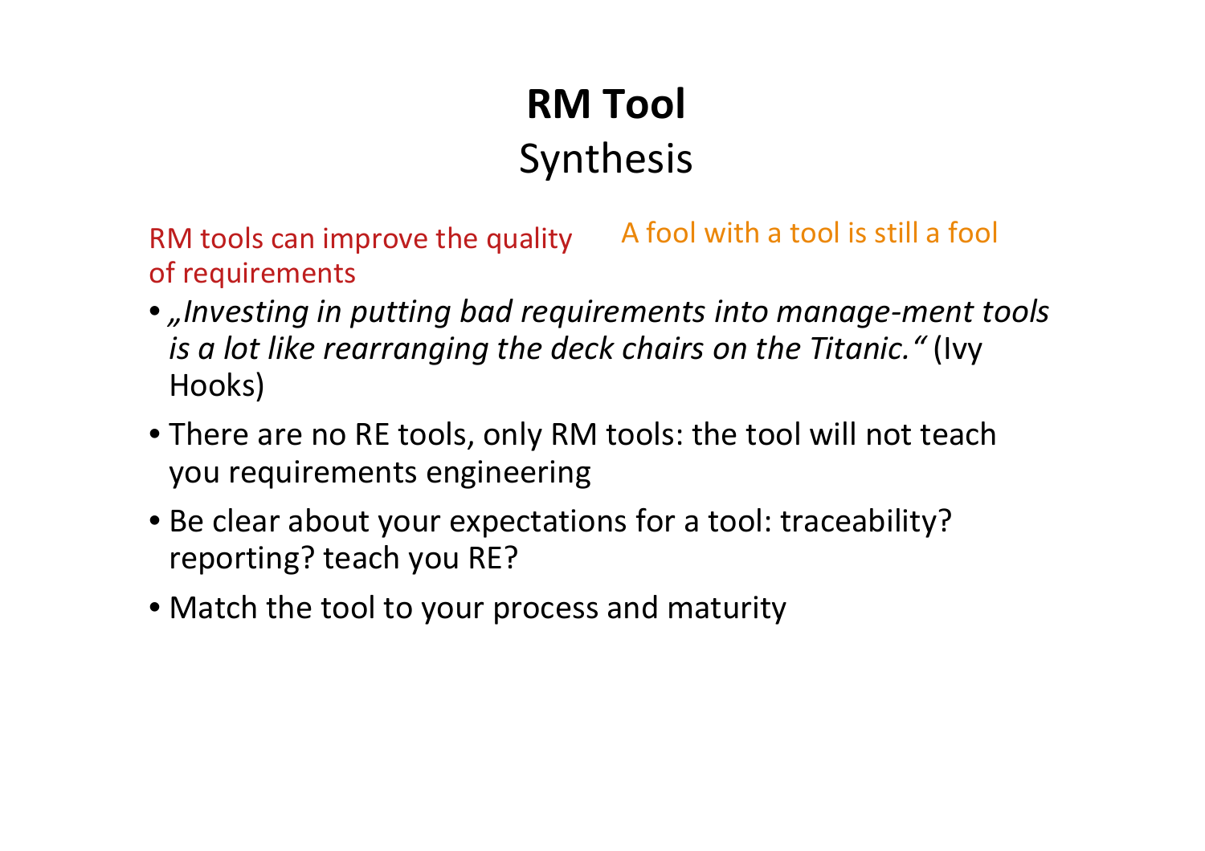# RM Tool
## Synthesis

RM tools can improve the quality of requirements

A fool with a tool is still a fool

- *„Investing in putting bad requirements into manage-ment tools is a lot like rearranging the deck chairs on the Titanic."* (Ivy Hooks)
- There are no RE tools, only RM tools: the tool will not teach you requirements engineering
- Be clear about your expectations for a tool: traceability? reporting? teach you RE?
- Match the tool to your process and maturity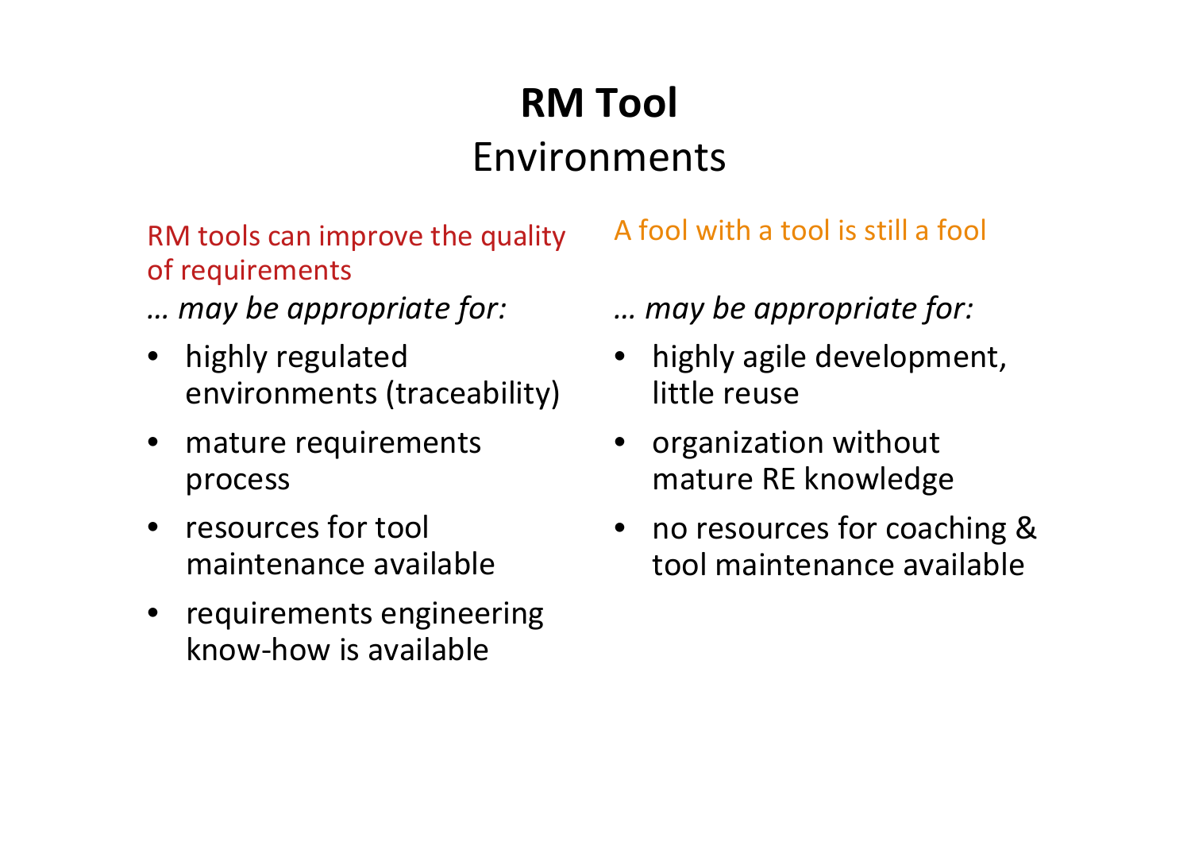# RM Tool

## Environments

RM tools can improve the quality of requirements

*… may be appropriate for:*

- highly regulated environments (traceability)
- mature requirements process
- resources for tool maintenance available
- requirements engineering know-how is available

A fool with a tool is still a fool

*… may be appropriate for:*

- highly agile development, little reuse
- organization without mature RE knowledge
- no resources for coaching & tool maintenance available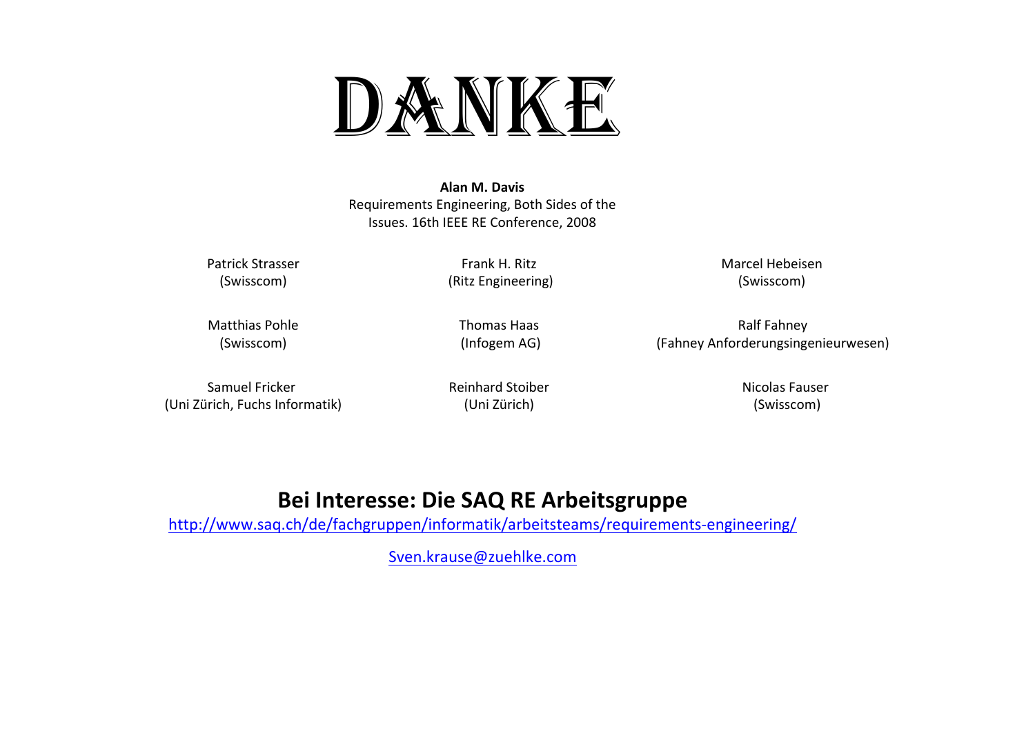# DANKE

**Alan M. Davis**
Requirements Engineering, Both Sides of the Issues. 16th IEEE RE Conference, 2008

Patrick Strasser
(Swisscom)

Frank H. Ritz
(Ritz Engineering)

Marcel Hebeisen
(Swisscom)

Matthias Pohle
(Swisscom)

Thomas Haas
(Infogem AG)

Ralf Fahney
(Fahney Anforderungsingenieurwesen)

Samuel Fricker
(Uni Zürich, Fuchs Informatik)

Reinhard Stoiber
(Uni Zürich)

Nicolas Fauser
(Swisscom)

## Bei Interesse: Die SAQ RE Arbeitsgruppe

http://www.saq.ch/de/fachgruppen/informatik/arbeitsteams/requirements-engineering/

Sven.krause@zuehlke.com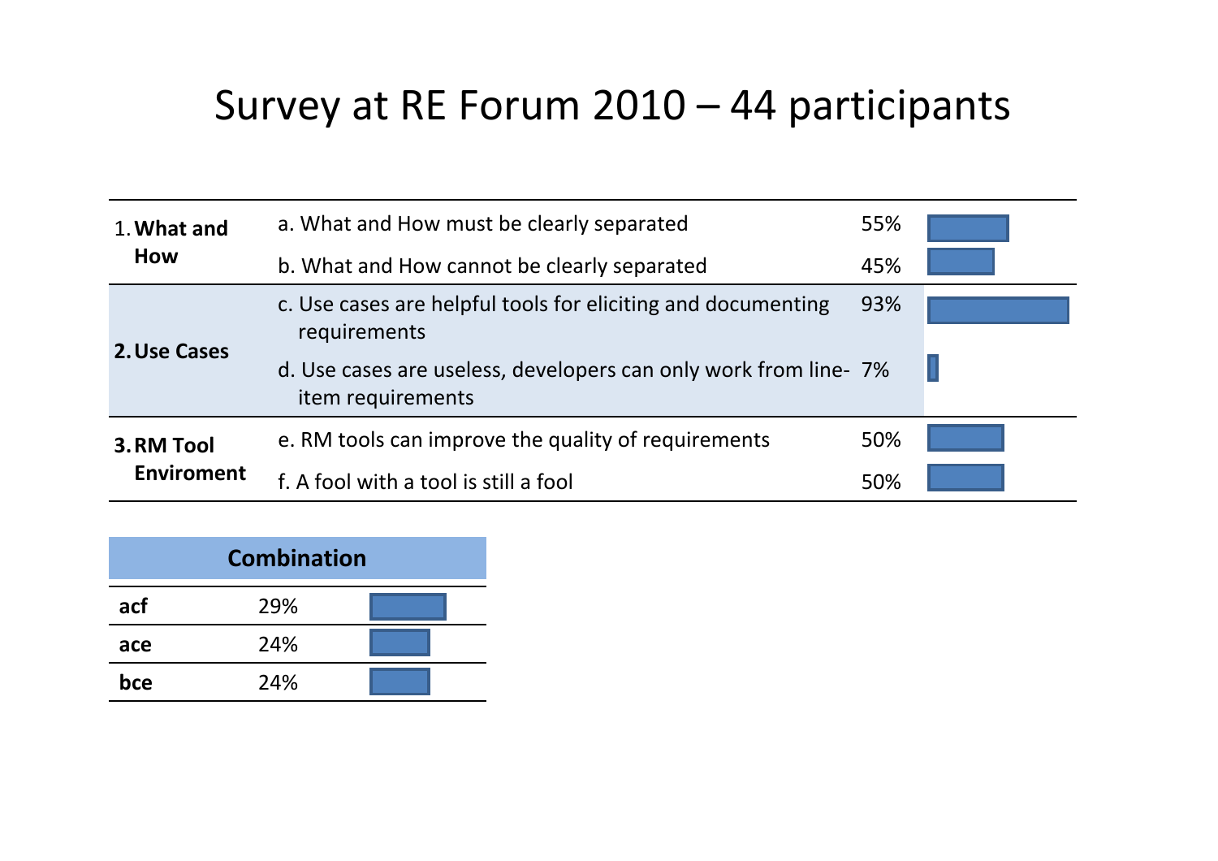# Survey at RE Forum 2010 – 44 participants

| | | | |
|---|---|---|---|
| 1. **What and How** | a. What and How must be clearly separated | 55% | |
| | b. What and How cannot be clearly separated | 45% | |
| **2. Use Cases** | c. Use cases are helpful tools for eliciting and documenting requirements | 93% | |
| | d. Use cases are useless, developers can only work from line-item requirements | 7% | |
| **3. RM Tool Enviroment** | e. RM tools can improve the quality of requirements | 50% | |
| | f. A fool with a tool is still a fool | 50% | |

| **Combination** | | |
|---|---|---|
| **acf** | 29% | |
| **ace** | 24% | |
| **bce** | 24% | |